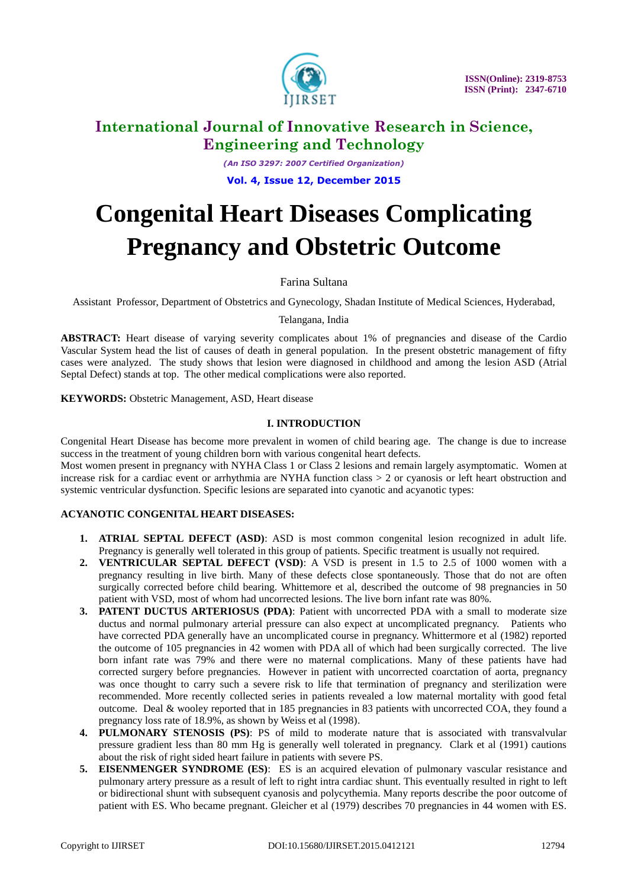# Congenital Heart Diseases Complicating Pregnancy and Obstetric Outcome

Farina Sultana

Assistant Professor, Department of Obstetrics and Gynecology, Shadan Institute of Medical Sciences, Hyderabad, Telangana, India

**ABSTRACT:** Heart disease of varying severity complicates about 1% of pregnancies and disease of the Cardio Vascular System head the list of causes of death in general population. In the present obstetric management of fifty cases were analyzed. The study shows that lesion were diagnosed in childhood and among the lesion ASD (Atrial Septal Defect) stands at top. The other medical complications were also reported.

**KEYWORDS:** Obstetric Management, ASD, Heart disease

## I. INTRODUCTION

Congenital Heart Disease has become more prevalent in women of child bearing age. The change is due to increase success in the treatment of young children born with various congenital heart defects.

Most women present in pregnancy with NYHA Class 1 or Class 2 lesions and remain largely asymptomatic. Women at increase risk for a cardiac event or arrhythmia are NYHA function class > 2 or cyanosis or left heart obstruction and systemic ventricular dysfunction. Specific lesions are separated into cyanotic and acyanotic types:

### ACYANOTIC CONGENITAL HEART DISEASES:

1. **ATRIAL SEPTAL DEFECT (ASD)**: ASD is most common congenital lesion recognized in adult life. Pregnancy is generally well tolerated in this group of patients. Specific treatment is usually not required.
2. **VENTRICULAR SEPTAL DEFECT (VSD)**: A VSD is present in 1.5 to 2.5 of 1000 women with a pregnancy resulting in live birth. Many of these defects close spontaneously. Those that do not are often surgically corrected before child bearing. Whittemore et al, described the outcome of 98 pregnancies in 50 patient with VSD, most of whom had uncorrected lesions. The live born infant rate was 80%.
3. **PATENT DUCTUS ARTERIOSUS (PDA)**: Patient with uncorrected PDA with a small to moderate size ductus and normal pulmonary arterial pressure can also expect at uncomplicated pregnancy. Patients who have corrected PDA generally have an uncomplicated course in pregnancy. Whittermore et al (1982) reported the outcome of 105 pregnancies in 42 women with PDA all of which had been surgically corrected. The live born infant rate was 79% and there were no maternal complications. Many of these patients have had corrected surgery before pregnancies. However in patient with uncorrected coarctation of aorta, pregnancy was once thought to carry such a severe risk to life that termination of pregnancy and sterilization were recommended. More recently collected series in patients revealed a low maternal mortality with good fetal outcome. Deal & wooley reported that in 185 pregnancies in 83 patients with uncorrected COA, they found a pregnancy loss rate of 18.9%, as shown by Weiss et al (1998).
4. **PULMONARY STENOSIS (PS)**: PS of mild to moderate nature that is associated with transvalvular pressure gradient less than 80 mm Hg is generally well tolerated in pregnancy. Clark et al (1991) cautions about the risk of right sided heart failure in patients with severe PS.
5. **EISENMENGER SYNDROME (ES)**: ES is an acquired elevation of pulmonary vascular resistance and pulmonary artery pressure as a result of left to right intra cardiac shunt. This eventually resulted in right to left or bidirectional shunt with subsequent cyanosis and polycythemia. Many reports describe the poor outcome of patient with ES. Who became pregnant. Gleicher et al (1979) describes 70 pregnancies in 44 women with ES.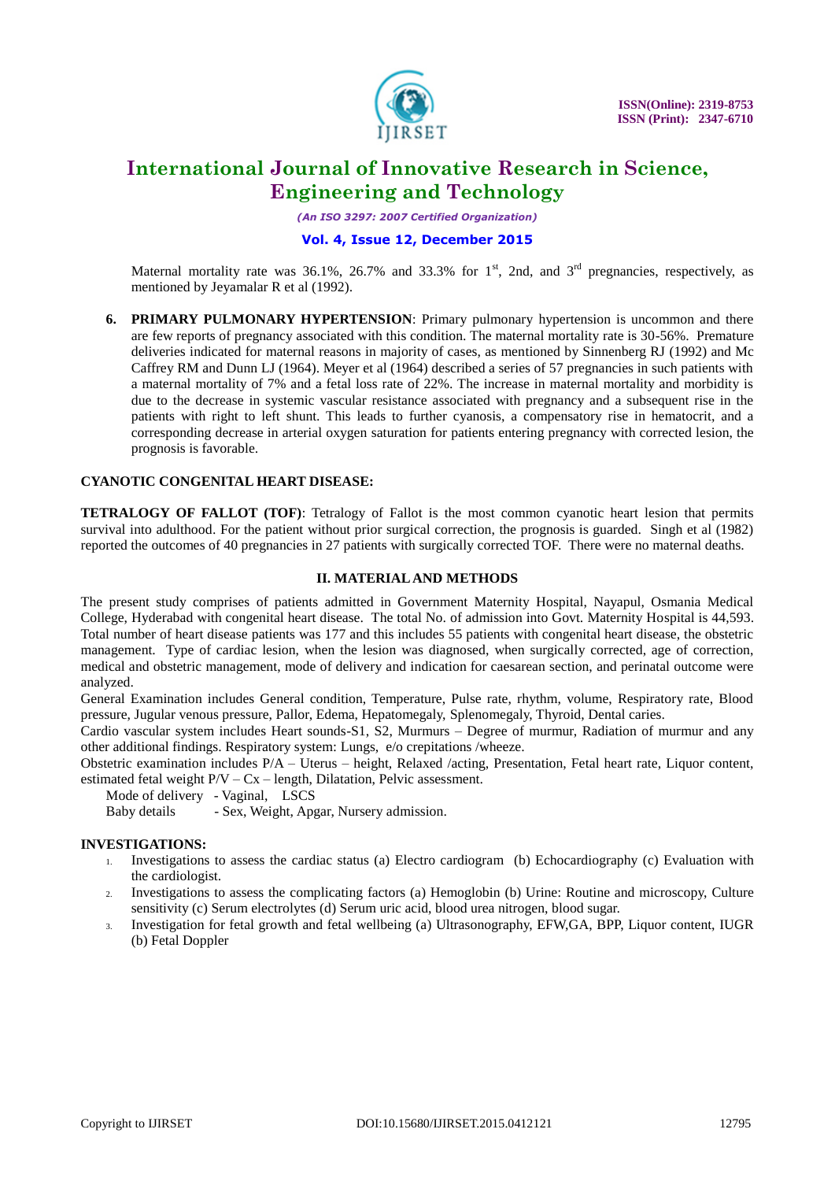Maternal mortality rate was 36.1%, 26.7% and 33.3% for 1st, 2nd, and 3rd pregnancies, respectively, as mentioned by Jeyamalar R et al (1992).

6. **PRIMARY PULMONARY HYPERTENSION**: Primary pulmonary hypertension is uncommon and there are few reports of pregnancy associated with this condition. The maternal mortality rate is 30-56%. Premature deliveries indicated for maternal reasons in majority of cases, as mentioned by Sinnenberg RJ (1992) and Mc Caffrey RM and Dunn LJ (1964). Meyer et al (1964) described a series of 57 pregnancies in such patients with a maternal mortality of 7% and a fetal loss rate of 22%. The increase in maternal mortality and morbidity is due to the decrease in systemic vascular resistance associated with pregnancy and a subsequent rise in the patients with right to left shunt. This leads to further cyanosis, a compensatory rise in hematocrit, and a corresponding decrease in arterial oxygen saturation for patients entering pregnancy with corrected lesion, the prognosis is favorable.

**CYANOTIC CONGENITAL HEART DISEASE:**

**TETRALOGY OF FALLOT (TOF)**: Tetralogy of Fallot is the most common cyanotic heart lesion that permits survival into adulthood. For the patient without prior surgical correction, the prognosis is guarded. Singh et al (1982) reported the outcomes of 40 pregnancies in 27 patients with surgically corrected TOF. There were no maternal deaths.

## II. MATERIAL AND METHODS

The present study comprises of patients admitted in Government Maternity Hospital, Nayapul, Osmania Medical College, Hyderabad with congenital heart disease. The total No. of admission into Govt. Maternity Hospital is 44,593. Total number of heart disease patients was 177 and this includes 55 patients with congenital heart disease, the obstetric management. Type of cardiac lesion, when the lesion was diagnosed, when surgically corrected, age of correction, medical and obstetric management, mode of delivery and indication for caesarean section, and perinatal outcome were analyzed.

General Examination includes General condition, Temperature, Pulse rate, rhythm, volume, Respiratory rate, Blood pressure, Jugular venous pressure, Pallor, Edema, Hepatomegaly, Splenomegaly, Thyroid, Dental caries.

Cardio vascular system includes Heart sounds-S1, S2, Murmurs – Degree of murmur, Radiation of murmur and any other additional findings. Respiratory system: Lungs, e/o crepitations /wheeze.

Obstetric examination includes P/A – Uterus – height, Relaxed /acting, Presentation, Fetal heart rate, Liquor content, estimated fetal weight P/V – Cx – length, Dilatation, Pelvic assessment.

Mode of delivery - Vaginal, LSCS

Baby details - Sex, Weight, Apgar, Nursery admission.

**INVESTIGATIONS:**

1. Investigations to assess the cardiac status (a) Electro cardiogram (b) Echocardiography (c) Evaluation with the cardiologist.
2. Investigations to assess the complicating factors (a) Hemoglobin (b) Urine: Routine and microscopy, Culture sensitivity (c) Serum electrolytes (d) Serum uric acid, blood urea nitrogen, blood sugar.
3. Investigation for fetal growth and fetal wellbeing (a) Ultrasonography, EFW,GA, BPP, Liquor content, IUGR (b) Fetal Doppler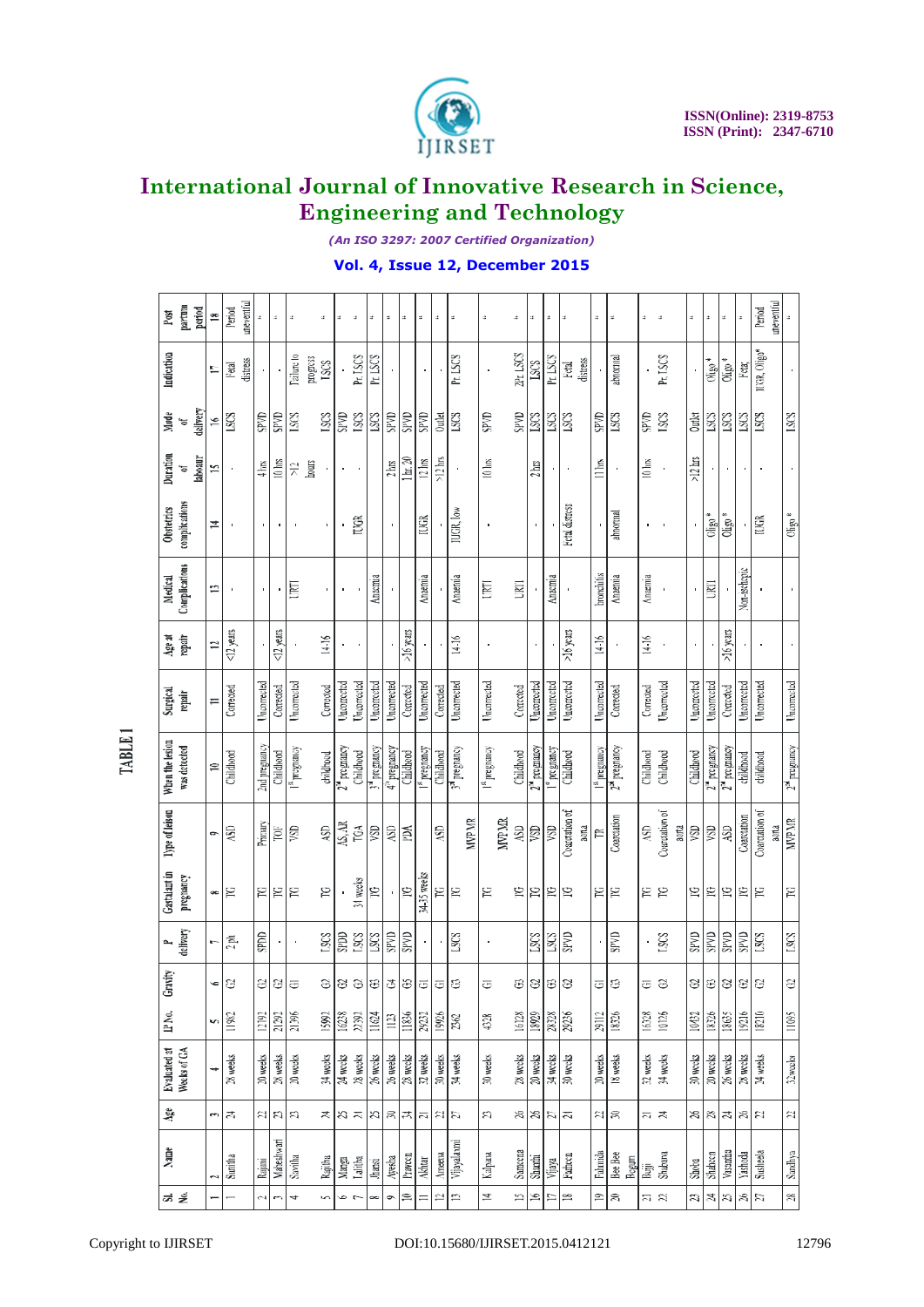**TABLE I**

| Sl. No. | Name | Age | Evaluated at Weeks of GA | IP No. | Gravity | P delivery | Gestation in pregnancy | Type of lesion | When the lesion was detected | Surgical repair | Age at repair | Medical Complications | Obstetrics complications | Duration of labour | Mode of delivery | Indication | Post partum period |
|---|---|---|---|---|---|---|---|---|---|---|---|---|---|---|---|---|---|
| 1 | 2 | 3 | 4 | 5 | 6 | 7 | 8 | 9 | 10 | 11 | 12 | 13 | 14 | 15 | 16 | 17 | 18 |
| 1 | Sunitha | 24 | 28 weeks | 11982 | G2 | 2 pth | FG | ASD | Childhood | Corrected | <12 years | - | - | - | LSCS | Fetal distress | Period uneventful |
| 2 | Rajini | 22 | 20 weeks | 12192 | G2 | SPVD | FG | Primary | 2nd pregnancy | Uncorrected | - | - | - | 4 hrs | SPVD | - | " |
| 3 | Maheshwari | 23 | 28 weeks | 21292 | G2 | - | FG | TOF | Childhood | Corrected | <12 years | - | - | 10 hrs | SPVD | - | " |
| 4 | Savitha | 23 | 20 weeks | 21396 | G1 | - | FG | VSD | 1st pregnancy | Uncorrected | - | URTI | - | >12 hours | LSCS | Failure to progress LSCS | " |
| 5 | Rajitha | 24 | 34 weeks | 15993 | G2 | LSCS | FG | ASD | childhood | Corrected | 14-16 | - | - | - | LSCS | - | " |
| 6 | Manga | 25 | 24 weeks | 16238 | G2 | SPVD | - | AS, AR | 2nd pregnancy | Uncorrected | - | - | - | - | SPVD | - | " |
| 7 | Lalitha | 21 | 28 weeks | 22392 | G2 | LSCS | 34 weeks | TGA | Childhood | Uncorrected | - | - | IUGR | - | LSCS | Pr. LSCS | " |
| 8 | Jhansi | 25 | 26 weeks | 11624 | G3 | LSCS | FG | VSD | 3rd pregnancy | Uncorrected | - | Anaemia | - | - | LSCS | Pr. LSCS | " |
| 9 | Ayesha | 30 | 26 weeks | 1123 | G4 | SPVD | - | ASD | 4th pregnancy | Uncorrected | - | - | - | 2 hrs | SPVD | - | " |
| 10 | Praveen | 34 | 28 weeks | 11836 | G5 | SPVD | FG | PDA | Childhood | Corrected | >26 years | - | - | 1 hr. 20 | SPVD | - | " |
| 11 | Akhtar | 21 | 32 weeks | 29232 | G1 | - | 34-35 weeks | | 1st pregnancy | Uncorrected | - | Anaemia | IUGR | 12 hrs | SPVD | - | " |
| 12 | Ameena | 22 | 30 weeks | 19926 | G1 | - | FG | ASD | Childhood | Corrected | - | - | - | >12 hrs | Outlet | - | " |
| 13 | Vijayalaxmi | 27 | 34 weeks | 2362 | G3 | LSCS | FG | MVP MR | 3rd pregnancy | Uncorrected | 14-16 | Anaemia | IUGR, low | - | LSCS | Pr. LSCS | " |
| 14 | Kalpana | 23 | 30 weeks | 4328 | G1 | - | FG | MVP MR | 1st pregnancy | Uncorrected | - | URTI | - | 10 hrs | SPVD | - | " |
| 15 | Sameena | 26 | 28 weeks | 16128 | G3 | - | FG | ASD | Childhood | Corrected | - | URTI | - | - | SPVD | 2Pr. LSCS | " |
| 16 | Shanthi | 26 | 20 weeks | 18929 | G2 | LSCS | FG | VSD | 2nd pregnancy | Uncorrected | - | - | - | 2 hrs | LSCS | LSCS | " |
| 17 | Vijaya | 27 | 34 weeks | 28328 | G3 | LSCS | FG | VSD | 1st pregnancy | Uncorrected | - | Anaemia | - | - | LSCS | Pr. LSCS | " |
| 18 | Fathima | 21 | 30 weeks | 29236 | G2 | SPVD | FG | Coarctation of aorta | Childhood | Uncorrected | >26 years | - | Fetal distress | - | LSCS | Fetal distress | " |
| 19 | Fahmida | 22 | 20 weeks | 29112 | G1 | - | FG | TR | 1st pregnancy | Uncorrected | 14-16 | bronchitis | - | 11 hrs | SPVD | - | " |
| 20 | Bee Bee Begum | 30 | 18 weeks | 18326 | G3 | SPVD | FG | Coarctation | 2nd pregnancy | Corrected | - | Anaemia | abnormal | - | LSCS | abnormal | " |
| 21 | Bujji | 21 | 32 weeks | 16328 | G1 | - | FG | ASD | Childhood | Corrected | 14-16 | Anaemia | - | 10 hrs | SPVD | - | " |
| 22 | Shabana | 24 | 34 weeks | 10126 | G2 | LSCS | FG | Coarctation of aorta | Childhood | Uncorrected | - | - | - | - | LSCS | Pr. LSCS | " |
| 23 | Shoba | 26 | 30 weeks | 10432 | G2 | SPVD | FG | VSD | Childhood | Uncorrected | - | - | - | >12 hrs | Outlet | - | " |
| 24 | Shaheen | 28 | 20 weeks | 18326 | G3 | SPVD | FG | VSD | 2nd pregnancy | Uncorrected | - | URTI | Oligo* | - | LSCS | Oligo* | " |
| 25 | Vasantha | 24 | 26 weeks | 18635 | G2 | SPVD | FG | ASD | 2nd pregnancy | Corrected | >26 years | - | Oligo* | - | LSCS | Oligo* | " |
| 26 | Yashoda | 26 | 28 weeks | 19216 | G2 | SPVD | FG | Coarctation | childhood | Uncorrected | - | Non-ecchoic | - | - | LSCS | Fetal, | " |
| 27 | Susheela | 22 | 24 weeks | 18210 | G2 | LSCS | FG | Coarctation of aorta | childhood | Uncorrected | - | - | IUGR | - | LSCS | IUGR, Oligo* | Period uneventful |
| 28 | Sandhya | 22 | 32 weeks | 11095 | G2 | LSCS | FG | MVP MR | 2nd pregnancy | Uncorrected | - | - | Oligo* | - | LSCS | - | " |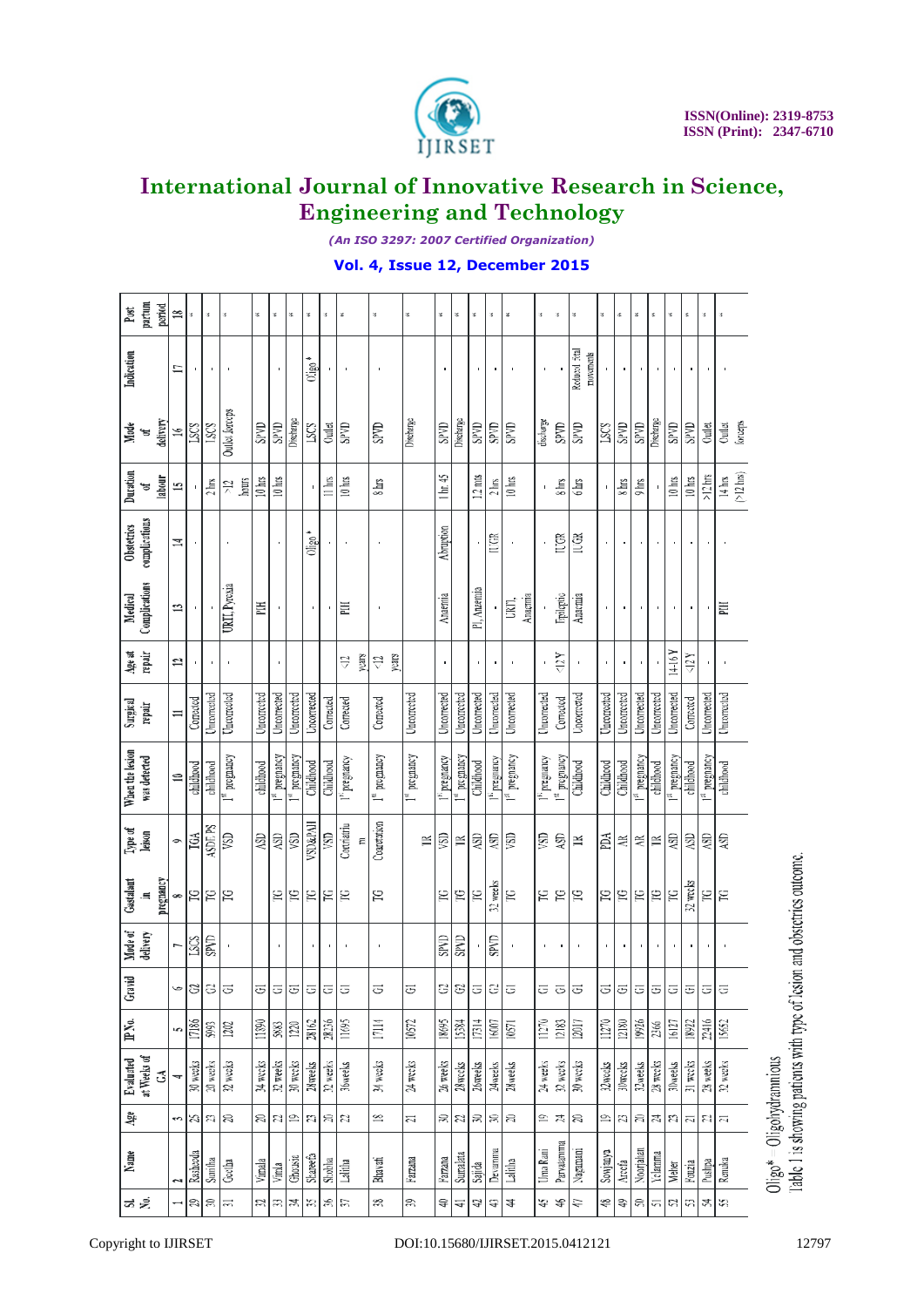| Sl. No. | Name | Age | Evaluated at Weeks of GA | IP No. | Gravid | Mode of delivery | Gestational in pregnancy | Type of lesion | When the lesion was detected | Surgical repair | Age at repair | Medical Complications | Obstetrics complications | Duration of labour | Mode of delivery | Indication | Post partum period |
|---|---|---|---|---|---|---|---|---|---|---|---|---|---|---|---|---|---|
| 1 | 2 | 3 | 4 | 5 | 6 | 7 | 8 | 9 | 10 | 11 | 12 | 13 | 14 | 15 | 16 | 17 | 18 |
| 29 | Rasheeda | 25 | 30 weeks | 17186 | G2 | LSCS | TG | TGA | childhood | Corrected | - | - | - | - | LSCS | - | * |
| 30 | Sunitha | 23 | 20 weeks | 5993 | G2 | SPVD | TG | ASD/E PS | childhood | Uncorrected | - | - | | 2 hrs | LSCS | - | * |
| 31 | Geetha | 20 | 32 weeks | 1202 | G1 | - | TG | VSD | 1st pregnancy | Uncorrected | - | URTI, Pyrexia | - | >12 hours | Outlet forceps | - | * |
| 32 | Vimala | 20 | 34 weeks | 11390 | G1 | | | ASD | childhood | Uncorrected | | PIH | | 10 hrs | SPVD | | * |
| 33 | Vimla | 22 | 32 weeks | 5883 | G1 | - | TG | ASD | 1st pregnancy | Uncorrected | - | - | - | 10 hrs | SPVD | - | * |
| 34 | Ghousia | 19 | 30 weeks | 1220 | G1 | | TG | VSD | 1st pregnancy | Uncorrected | | | | | Discharge | | * |
| 35 | Shareefa | 23 | 28weeks | 28162 | G1 | - | TG | VSD&PAH | Childhood | Uncorrected | - | - | Oligo* | - | LSCS | Oligo* | * |
| 36 | Shobha | 20 | 32 weeks | 28236 | G1 | - | TG | VSD | Childhood | Corrected | - | - | - | 11 hrs | Outlet | - | * |
| 37 | Lalitha | 22 | 36weeks | 11695 | G1 | - | TG | Coarctation | 1st pregnancy | Corrected | <12 years | PIH | - | 10 hrs | SPVD | - | * |
| 38 | Bharati | 18 | 34 weeks | 17114 | G1 | - | TG | Coarctation | 1st pregnancy | Corrected | <12 years | - | - | 8 hrs | SPVD | - | * |
| 39 | Farzana | 21 | 24 weeks | 10572 | G1 | | | IR | 1st pregnancy | Uncorrected | | | | | Discharge | | * |
| 40 | Parvana | 30 | 26 weeks | 18695 | G2 | SPVD | TG | VSD | 1st pregnancy | Uncorrected | - | Anaemia | Abruption | 1 hr 45 | SPVD | - | * |
| 41 | Sumalata | 22 | 28weeks | 15384 | G2 | SPVD | TG | IR | 1st pregnancy | Uncorrected | | | | | Discharge | | * |
| 42 | Sajida | 30 | 26weeks | 17314 | G1 | - | TG | ASD | Childhood | Uncorrected | - | PL Anaemia | - | 12 mts | SPVD | - | * |
| 43 | Devamma | 30 | 24weeks | 16007 | G2 | SPVD | 32 weeks | ASD | 1st pregnancy | Uncorrected | - | - | IUGR | 2 hrs | SPVD | - | * |
| 44 | Lalitha | 20 | 28weeks | 16571 | G1 | - | TG | VSD | 1st pregnancy | Uncorrected | - | URTI, Anaemia | - | 10 hrs | SPVD | - | * |
| 45 | Uma Rani | 19 | 24 weeks | 11270 | G1 | - | TG | VSD | 1st pregnancy | Uncorrected | - | - | - | - | discharge | - | * |
| 46 | Parvatamma | 24 | 32 weeks | 12183 | G1 | - | TG | ASD | 1st pregnancy | Corrected | <12 Y | Epileptic | IUGR | 8 hrs | SPVD | - | * |
| 47 | Nagamani | 20 | 30 weeks | 12017 | G1 | - | TG | IR | Childhood | Uncorrected | - | Anaemia | IUGR | 6 hrs | SPVD | Reduced fetal movements | * |
| 48 | Sowjanya | 19 | 32weeks | 11270 | G1 | - | TG | PDA | Childhood | Uncorrected | - | - | - | - | LSCS | - | * |
| 49 | Areefa | 23 | 30weeks | 12180 | G1 | - | TG | AR | Childhood | Uncorrected | - | - | - | 8 hrs | SPVD | - | * |
| 50 | Noorjahan | 20 | 32weeks | 19926 | G1 | - | TG | AR | 1st pregnancy | Uncorrected | - | - | - | 9 hrs | SPVD | - | * |
| 51 | Yelamma | 24 | 28 weeks | 2366 | G1 | - | TG | IR | childhood | Uncorrected | - | - | - | - | Discharge | - | * |
| 52 | Meher | 23 | 30weeks | 16127 | G1 | - | TG | ASD | 1st pregnancy | Uncorrected | 14-16 Y | - | - | 10 hrs | SPVD | - | * |
| 53 | Fouzia | 21 | 31 weeks | 18922 | G1 | - | 32 weeks | ASD | childhood | Corrected | <12 Y | - | - | 10 hrs | SPVD | - | * |
| 54 | Pushpa | 22 | 28 weeks | 22416 | G1 | - | TG | ASD | 1st pregnancy | Uncorrected | - | - | - | >12 hrs | Outlet | - | * |
| 55 | Renuka | 21 | 32 weeks | 15652 | G1 | - | TG | ASD | childhood | Uncorrected | - | PIH | - | 14 hrs (>12 hrs) | Outlet forceps | - | * |

Oligo* = Oligohydramnious

Table 1 is showing patients with type of lesion and obstetrics outcome.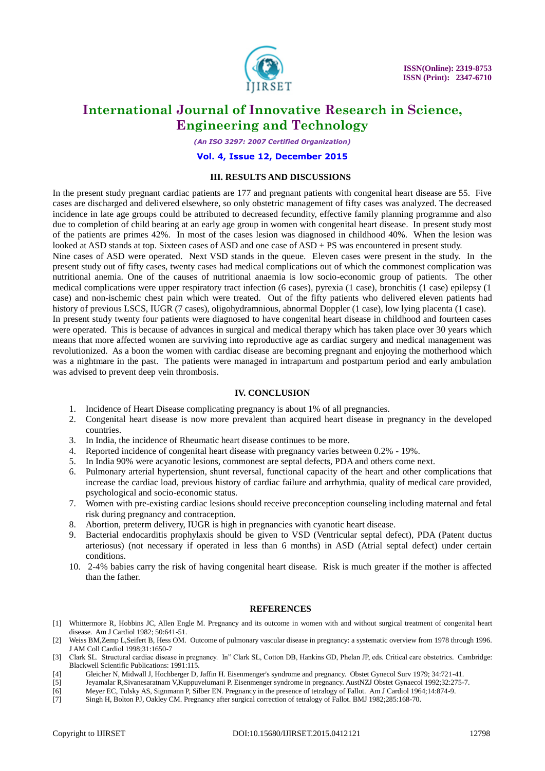## III. RESULTS AND DISCUSSIONS

In the present study pregnant cardiac patients are 177 and pregnant patients with congenital heart disease are 55. Five cases are discharged and delivered elsewhere, so only obstetric management of fifty cases was analyzed. The decreased incidence in late age groups could be attributed to decreased fecundity, effective family planning programme and also due to completion of child bearing at an early age group in women with congenital heart disease. In present study most of the patients are primes 42%. In most of the cases lesion was diagnosed in childhood 40%. When the lesion was looked at ASD stands at top. Sixteen cases of ASD and one case of ASD + PS was encountered in present study.

Nine cases of ASD were operated. Next VSD stands in the queue. Eleven cases were present in the study. In the present study out of fifty cases, twenty cases had medical complications out of which the commonest complication was nutritional anemia. One of the causes of nutritional anaemia is low socio-economic group of patients. The other medical complications were upper respiratory tract infection (6 cases), pyrexia (1 case), bronchitis (1 case) epilepsy (1 case) and non-ischemic chest pain which were treated. Out of the fifty patients who delivered eleven patients had history of previous LSCS, IUGR (7 cases), oligohydramnious, abnormal Doppler (1 case), low lying placenta (1 case).

In present study twenty four patients were diagnosed to have congenital heart disease in childhood and fourteen cases were operated. This is because of advances in surgical and medical therapy which has taken place over 30 years which means that more affected women are surviving into reproductive age as cardiac surgery and medical management was revolutionized. As a boon the women with cardiac disease are becoming pregnant and enjoying the motherhood which was a nightmare in the past. The patients were managed in intrapartum and postpartum period and early ambulation was advised to prevent deep vein thrombosis.

## IV. CONCLUSION

1. Incidence of Heart Disease complicating pregnancy is about 1% of all pregnancies.
2. Congenital heart disease is now more prevalent than acquired heart disease in pregnancy in the developed countries.
3. In India, the incidence of Rheumatic heart disease continues to be more.
4. Reported incidence of congenital heart disease with pregnancy varies between 0.2% - 19%.
5. In India 90% were acyanotic lesions, commonest are septal defects, PDA and others come next.
6. Pulmonary arterial hypertension, shunt reversal, functional capacity of the heart and other complications that increase the cardiac load, previous history of cardiac failure and arrhythmia, quality of medical care provided, psychological and socio-economic status.
7. Women with pre-existing cardiac lesions should receive preconception counseling including maternal and fetal risk during pregnancy and contraception.
8. Abortion, preterm delivery, IUGR is high in pregnancies with cyanotic heart disease.
9. Bacterial endocarditis prophylaxis should be given to VSD (Ventricular septal defect), PDA (Patent ductus arteriosus) (not necessary if operated in less than 6 months) in ASD (Atrial septal defect) under certain conditions.
10. 2-4% babies carry the risk of having congenital heart disease. Risk is much greater if the mother is affected than the father.

## REFERENCES

[1] Whittermore R, Hobbins JC, Allen Engle M. Pregnancy and its outcome in women with and without surgical treatment of congenital heart disease. Am J Cardiol 1982; 50:641-51.

[2] Weiss BM,Zemp L,Seifert B, Hess OM. Outcome of pulmonary vascular disease in pregnancy: a systematic overview from 1978 through 1996. J AM Coll Cardiol 1998;31:1650-7

[3] Clark SL. Structural cardiac disease in pregnancy. In" Clark SL, Cotton DB, Hankins GD, Phelan JP, eds. Critical care obstetrics. Cambridge: Blackwell Scientific Publications: 1991:115.

[4] Gleicher N, Midwall J, Hochberger D, Jaffin H. Eisenmenger's syndrome and pregnancy. Obstet Gynecol Surv 1979; 34:721-41.

[5] Jeyamalar R,Sivanesaratnam V,Kuppuvelumani P. Eisenmenger syndrome in pregnancy. AustNZJ Obstet Gynaecol 1992;32:275-7.

[6] Meyer EC, Tulsky AS, Signmann P, Silber EN. Pregnancy in the presence of tetralogy of Fallot. Am J Cardiol 1964;14:874-9.

[7] Singh H, Bolton PJ, Oakley CM. Pregnancy after surgical correction of tetralogy of Fallot. BMJ 1982;285:168-70.